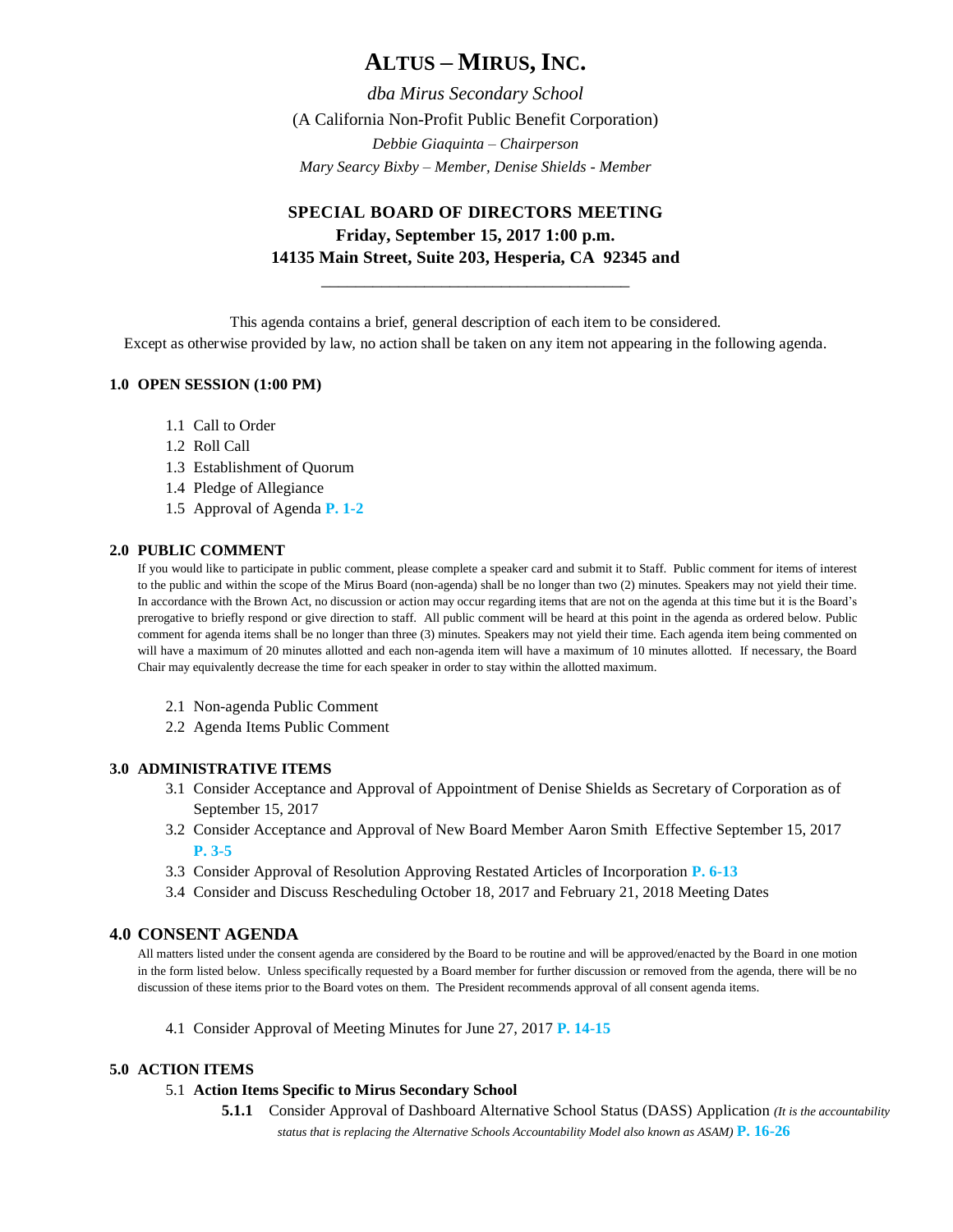# ALTUS – MIRUS, INC.

*dba Mirus Secondary School*

(A California Non-Profit Public Benefit Corporation)

*Debbie Giaquinta – Chairperson*

*Mary Searcy Bixby – Member, Denise Shields - Member*

## SPECIAL BOARD OF DIRECTORS MEETING

**Friday, September 15, 2017 1:00 p.m.**

**14135 Main Street, Suite 203, Hesperia, CA 92345 and**

______________________________________

This agenda contains a brief, general description of each item to be considered.
Except as otherwise provided by law, no action shall be taken on any item not appearing in the following agenda.

### 1.0 OPEN SESSION (1:00 PM)

1.1 Call to Order
1.2 Roll Call
1.3 Establishment of Quorum
1.4 Pledge of Allegiance
1.5 Approval of Agenda **P. 1-2**

### 2.0 PUBLIC COMMENT

If you would like to participate in public comment, please complete a speaker card and submit it to Staff. Public comment for items of interest to the public and within the scope of the Mirus Board (non-agenda) shall be no longer than two (2) minutes. Speakers may not yield their time. In accordance with the Brown Act, no discussion or action may occur regarding items that are not on the agenda at this time but it is the Board's prerogative to briefly respond or give direction to staff. All public comment will be heard at this point in the agenda as ordered below. Public comment for agenda items shall be no longer than three (3) minutes. Speakers may not yield their time. Each agenda item being commented on will have a maximum of 20 minutes allotted and each non-agenda item will have a maximum of 10 minutes allotted. If necessary, the Board Chair may equivalently decrease the time for each speaker in order to stay within the allotted maximum.

2.1 Non-agenda Public Comment
2.2 Agenda Items Public Comment

### 3.0 ADMINISTRATIVE ITEMS

3.1 Consider Acceptance and Approval of Appointment of Denise Shields as Secretary of Corporation as of September 15, 2017
3.2 Consider Acceptance and Approval of New Board Member Aaron Smith Effective September 15, 2017 **P. 3-5**
3.3 Consider Approval of Resolution Approving Restated Articles of Incorporation **P. 6-13**
3.4 Consider and Discuss Rescheduling October 18, 2017 and February 21, 2018 Meeting Dates

### 4.0 CONSENT AGENDA

All matters listed under the consent agenda are considered by the Board to be routine and will be approved/enacted by the Board in one motion in the form listed below. Unless specifically requested by a Board member for further discussion or removed from the agenda, there will be no discussion of these items prior to the Board votes on them. The President recommends approval of all consent agenda items.

4.1 Consider Approval of Meeting Minutes for June 27, 2017 **P. 14-15**

### 5.0 ACTION ITEMS

5.1 **Action Items Specific to Mirus Secondary School**

**5.1.1** Consider Approval of Dashboard Alternative School Status (DASS) Application *(It is the accountability status that is replacing the Alternative Schools Accountability Model also known as ASAM)* **P. 16-26**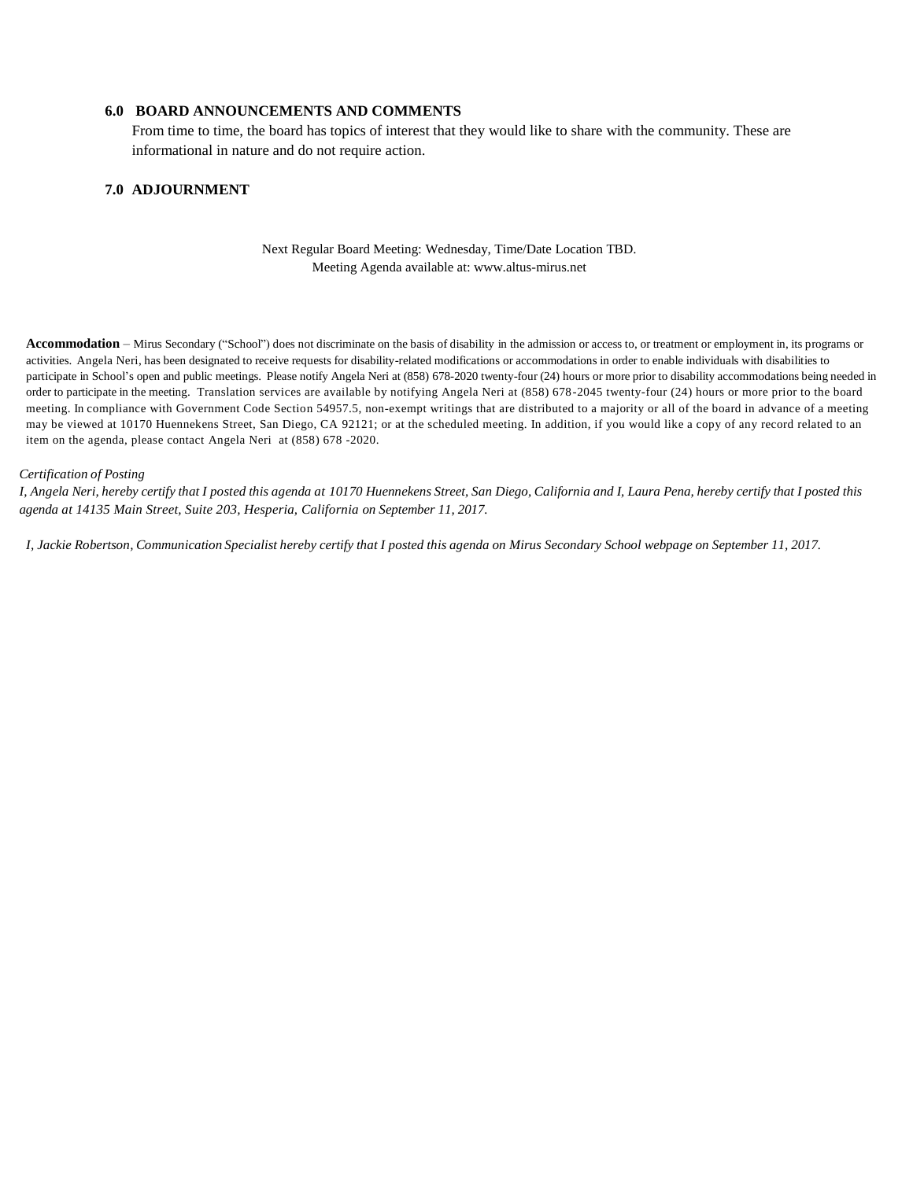### 6.0 BOARD ANNOUNCEMENTS AND COMMENTS

From time to time, the board has topics of interest that they would like to share with the community. These are informational in nature and do not require action.

### 7.0 ADJOURNMENT

Next Regular Board Meeting: Wednesday, Time/Date Location TBD.
Meeting Agenda available at: www.altus-mirus.net

**Accommodation** – Mirus Secondary ("School") does not discriminate on the basis of disability in the admission or access to, or treatment or employment in, its programs or activities. Angela Neri, has been designated to receive requests for disability-related modifications or accommodations in order to enable individuals with disabilities to participate in School's open and public meetings. Please notify Angela Neri at (858) 678-2020 twenty-four (24) hours or more prior to disability accommodations being needed in order to participate in the meeting. Translation services are available by notifying Angela Neri at (858) 678-2045 twenty-four (24) hours or more prior to the board meeting. In compliance with Government Code Section 54957.5, non-exempt writings that are distributed to a majority or all of the board in advance of a meeting may be viewed at 10170 Huennekens Street, San Diego, CA 92121; or at the scheduled meeting. In addition, if you would like a copy of any record related to an item on the agenda, please contact Angela Neri at (858) 678 -2020.

*Certification of Posting*

*I, Angela Neri, hereby certify that I posted this agenda at 10170 Huennekens Street, San Diego, California and I, Laura Pena, hereby certify that I posted this agenda at 14135 Main Street, Suite 203, Hesperia, California on September 11, 2017.*

*I, Jackie Robertson, Communication Specialist hereby certify that I posted this agenda on Mirus Secondary School webpage on September 11, 2017.*